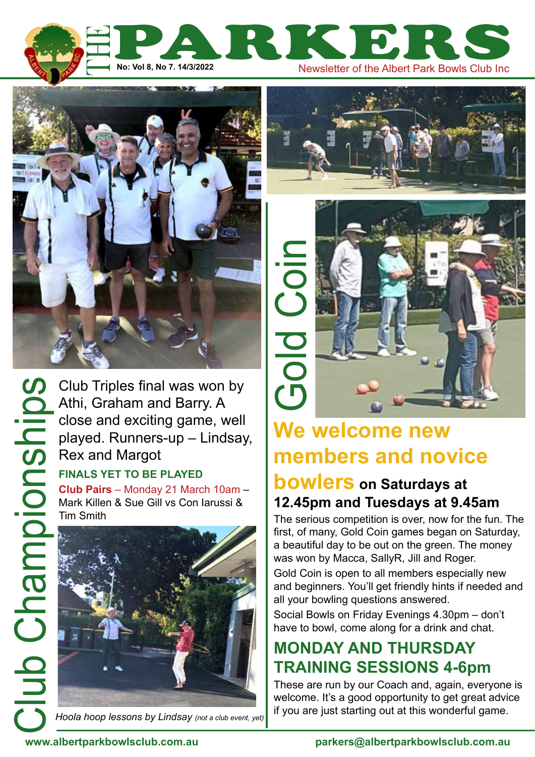# THE PARKERS

No: Vol 8, No 7. 14/3/2022

Newsletter of the Albert Park Bowls Club Inc

## Club Championships

Club Triples final was won by Athi, Graham and Barry. A close and exciting game, well played. Runners-up – Lindsay, Rex and Margot

**FINALS YET TO BE PLAYED**

**Club Pairs** – Monday 21 March 10am – Mark Killen & Sue Gill vs Con Iarussi & Tim Smith

*Hoola hoop lessons by Lindsay* *(not a club event, yet)*

## Gold Coin

### We welcome new members and novice bowlers on Saturdays at 12.45pm and Tuesdays at 9.45am

The serious competition is over, now for the fun. The first, of many, Gold Coin games began on Saturday, a beautiful day to be out on the green. The money was won by Macca, SallyR, Jill and Roger.

Gold Coin is open to all members especially new and beginners. You'll get friendly hints if needed and all your bowling questions answered.

Social Bowls on Friday Evenings 4.30pm – don't have to bowl, come along for a drink and chat.

### MONDAY AND THURSDAY TRAINING SESSIONS 4-6pm

These are run by our Coach and, again, everyone is welcome. It's a good opportunity to get great advice if you are just starting out at this wonderful game.

www.albertparkbowlsclub.com.au parkers@albertparkbowlsclub.com.au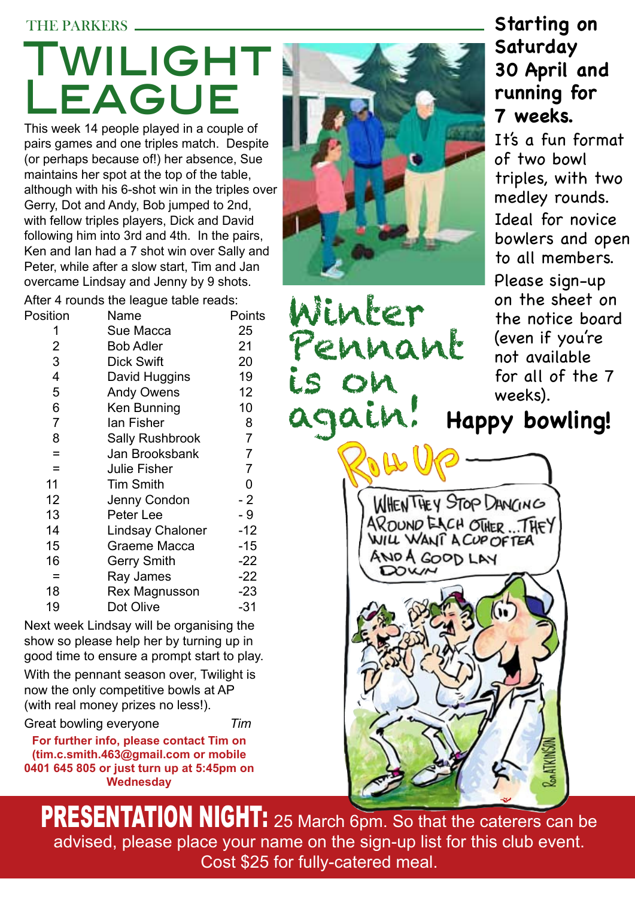THE PARKERS

# Twilight League

This week 14 people played in a couple of pairs games and one triples match. Despite (or perhaps because of!) her absence, Sue maintains her spot at the top of the table, although with his 6-shot win in the triples over Gerry, Dot and Andy, Bob jumped to 2nd, with fellow triples players, Dick and David following him into 3rd and 4th. In the pairs, Ken and Ian had a 7 shot win over Sally and Peter, while after a slow start, Tim and Jan overcame Lindsay and Jenny by 9 shots.

After 4 rounds the league table reads:

| Position | Name | Points |
|---|---|---|
| 1 | Sue Macca | 25 |
| 2 | Bob Adler | 21 |
| 3 | Dick Swift | 20 |
| 4 | David Huggins | 19 |
| 5 | Andy Owens | 12 |
| 6 | Ken Bunning | 10 |
| 7 | Ian Fisher | 8 |
| 8 | Sally Rushbrook | 7 |
| = | Jan Brooksbank | 7 |
| = | Julie Fisher | 7 |
| 11 | Tim Smith | 0 |
| 12 | Jenny Condon | - 2 |
| 13 | Peter Lee | - 9 |
| 14 | Lindsay Chaloner | -12 |
| 15 | Graeme Macca | -15 |
| 16 | Gerry Smith | -22 |
| = | Ray James | -22 |
| 18 | Rex Magnusson | -23 |
| 19 | Dot Olive | -31 |

Next week Lindsay will be organising the show so please help her by turning up in good time to ensure a prompt start to play.

With the pennant season over, Twilight is now the only competitive bowls at AP (with real money prizes no less!).

Great bowling everyone *Tim*

**For further info, please contact Tim on (tim.c.smith.463@gmail.com or mobile 0401 645 805 or just turn up at 5:45pm on Wednesday**

# Winter Pennant is on again!

**Starting on Saturday 30 April and running for 7 weeks.**

It's a fun format of two bowl triples, with two medley rounds.

Ideal for novice bowlers and open to all members.

Please sign-up on the sheet on the notice board (even if you're not available for all of the 7 weeks).

**Happy bowling!**

Roll Up

WHEN THEY STOP DANCING AROUND EACH OTHER...THEY WILL WANT A CUP OF TEA AND A GOOD LAY DOWN

Ron ATKINSON

**PRESENTATION NIGHT:** 25 March 6pm. So that the caterers can be advised, please place your name on the sign-up list for this club event. Cost $25 for fully-catered meal.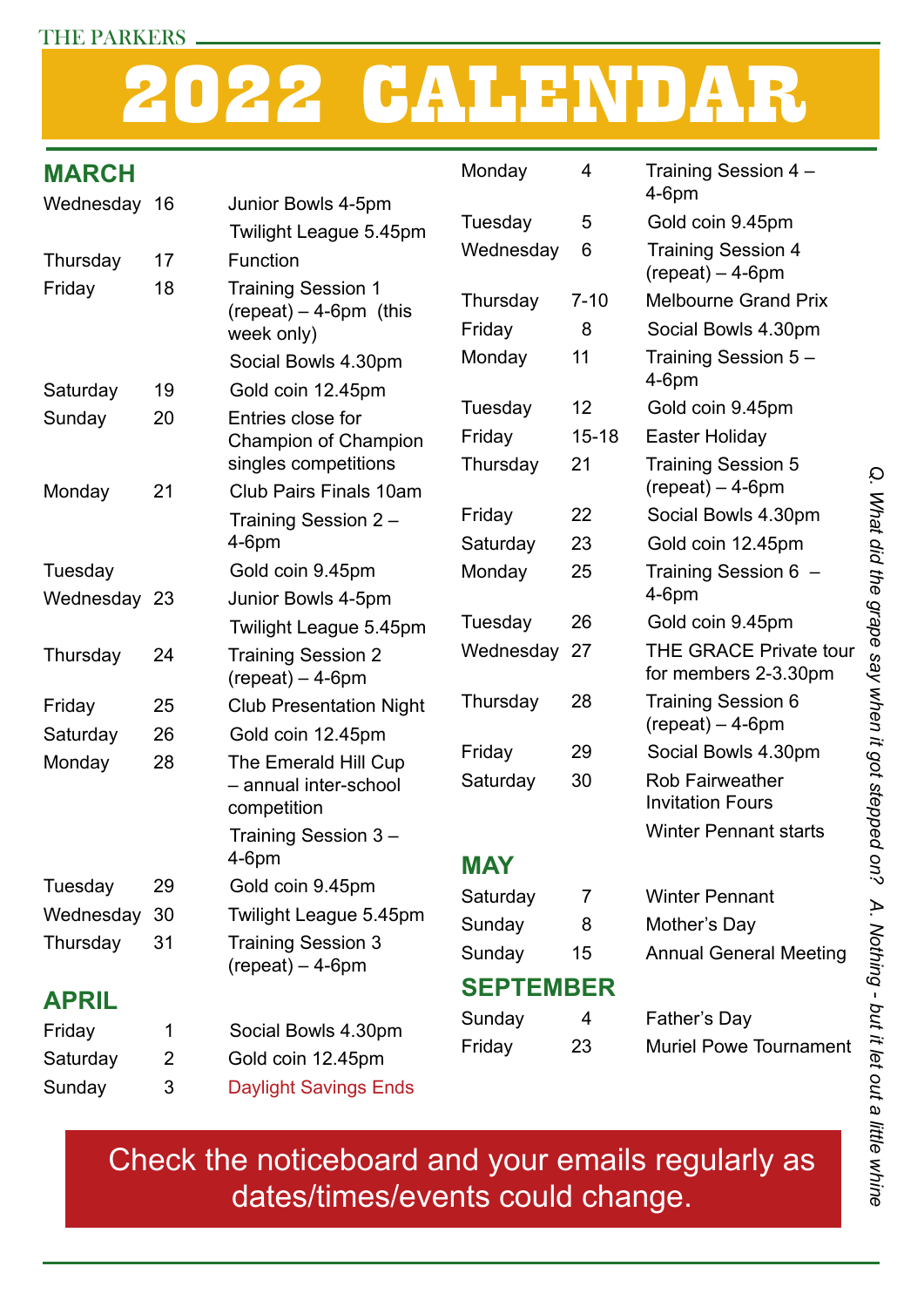THE PARKERS

# 2022 CALENDAR

## MARCH

| | | |
|---|---|---|
| Wednesday | 16 | Junior Bowls 4-5pm |
| | | Twilight League 5.45pm |
| Thursday | 17 | Function |
| Friday | 18 | Training Session 1 (repeat) – 4-6pm (this week only) |
| | | Social Bowls 4.30pm |
| Saturday | 19 | Gold coin 12.45pm |
| Sunday | 20 | Entries close for Champion of Champion singles competitions |
| Monday | 21 | Club Pairs Finals 10am |
| | | Training Session 2 – 4-6pm |
| Tuesday | | Gold coin 9.45pm |
| Wednesday | 23 | Junior Bowls 4-5pm |
| | | Twilight League 5.45pm |
| Thursday | 24 | Training Session 2 (repeat) – 4-6pm |
| Friday | 25 | Club Presentation Night |
| Saturday | 26 | Gold coin 12.45pm |
| Monday | 28 | The Emerald Hill Cup – annual inter-school competition |
| | | Training Session 3 – 4-6pm |
| Tuesday | 29 | Gold coin 9.45pm |
| Wednesday | 30 | Twilight League 5.45pm |
| Thursday | 31 | Training Session 3 (repeat) – 4-6pm |

## APRIL

| | | |
|---|---|---|
| Friday | 1 | Social Bowls 4.30pm |
| Saturday | 2 | Gold coin 12.45pm |
| Sunday | 3 | Daylight Savings Ends |
| Monday | 4 | Training Session 4 – 4-6pm |
| Tuesday | 5 | Gold coin 9.45pm |
| Wednesday | 6 | Training Session 4 (repeat) – 4-6pm |
| Thursday | 7-10 | Melbourne Grand Prix |
| Friday | 8 | Social Bowls 4.30pm |
| Monday | 11 | Training Session 5 – 4-6pm |
| Tuesday | 12 | Gold coin 9.45pm |
| Friday | 15-18 | Easter Holiday |
| Thursday | 21 | Training Session 5 (repeat) – 4-6pm |
| Friday | 22 | Social Bowls 4.30pm |
| Saturday | 23 | Gold coin 12.45pm |
| Monday | 25 | Training Session 6 – 4-6pm |
| Tuesday | 26 | Gold coin 9.45pm |
| Wednesday | 27 | THE GRACE Private tour for members 2-3.30pm |
| Thursday | 28 | Training Session 6 (repeat) – 4-6pm |
| Friday | 29 | Social Bowls 4.30pm |
| Saturday | 30 | Rob Fairweather Invitation Fours |
| | | Winter Pennant starts |

## MAY

| | | |
|---|---|---|
| Saturday | 7 | Winter Pennant |
| Sunday | 8 | Mother's Day |
| Sunday | 15 | Annual General Meeting |

## SEPTEMBER

| | | |
|---|---|---|
| Sunday | 4 | Father's Day |
| Friday | 23 | Muriel Powe Tournament |

*Q. What did the grape say when it got stepped on? A. Nothing - but it let out a little whine*

Check the noticeboard and your emails regularly as dates/times/events could change.